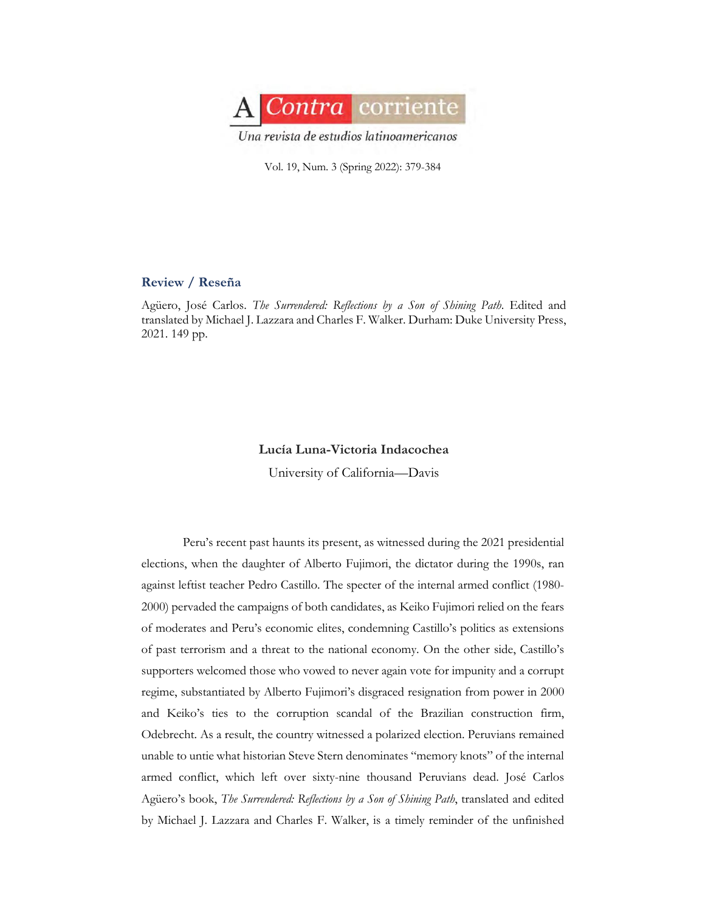# A Contra corriente

*Una revista de estudios latinoamericanos*

## Review / Reseña

Agüero, José Carlos. *The Surrendered: Reflections by a Son of Shining Path*. Edited and translated by Michael J. Lazzara and Charles F. Walker. Durham: Duke University Press, 2021. 149 pp.

**Lucía Luna-Victoria Indacochea**

University of California—Davis

Peru's recent past haunts its present, as witnessed during the 2021 presidential elections, when the daughter of Alberto Fujimori, the dictator during the 1990s, ran against leftist teacher Pedro Castillo. The specter of the internal armed conflict (1980-2000) pervaded the campaigns of both candidates, as Keiko Fujimori relied on the fears of moderates and Peru's economic elites, condemning Castillo's politics as extensions of past terrorism and a threat to the national economy. On the other side, Castillo's supporters welcomed those who vowed to never again vote for impunity and a corrupt regime, substantiated by Alberto Fujimori's disgraced resignation from power in 2000 and Keiko's ties to the corruption scandal of the Brazilian construction firm, Odebrecht. As a result, the country witnessed a polarized election. Peruvians remained unable to untie what historian Steve Stern denominates "memory knots" of the internal armed conflict, which left over sixty-nine thousand Peruvians dead. José Carlos Agüero's book, *The Surrendered: Reflections by a Son of Shining Path*, translated and edited by Michael J. Lazzara and Charles F. Walker, is a timely reminder of the unfinished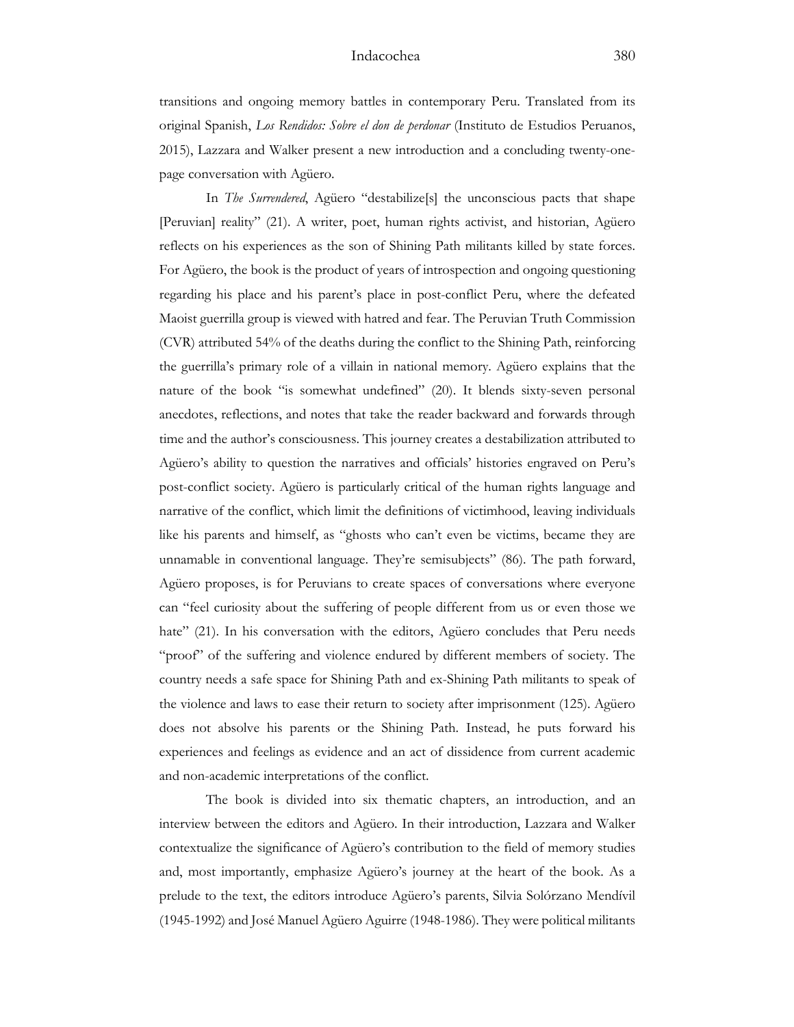transitions and ongoing memory battles in contemporary Peru. Translated from its original Spanish, *Los Rendidos: Sobre el don de perdonar* (Instituto de Estudios Peruanos, 2015), Lazzara and Walker present a new introduction and a concluding twenty-one-page conversation with Agüero.

In *The Surrendered*, Agüero "destabilize[s] the unconscious pacts that shape [Peruvian] reality" (21). A writer, poet, human rights activist, and historian, Agüero reflects on his experiences as the son of Shining Path militants killed by state forces. For Agüero, the book is the product of years of introspection and ongoing questioning regarding his place and his parent's place in post-conflict Peru, where the defeated Maoist guerrilla group is viewed with hatred and fear. The Peruvian Truth Commission (CVR) attributed 54% of the deaths during the conflict to the Shining Path, reinforcing the guerrilla's primary role of a villain in national memory. Agüero explains that the nature of the book "is somewhat undefined" (20). It blends sixty-seven personal anecdotes, reflections, and notes that take the reader backward and forwards through time and the author's consciousness. This journey creates a destabilization attributed to Agüero's ability to question the narratives and officials' histories engraved on Peru's post-conflict society. Agüero is particularly critical of the human rights language and narrative of the conflict, which limit the definitions of victimhood, leaving individuals like his parents and himself, as "ghosts who can't even be victims, became they are unnamable in conventional language. They're semisubjects" (86). The path forward, Agüero proposes, is for Peruvians to create spaces of conversations where everyone can "feel curiosity about the suffering of people different from us or even those we hate" (21). In his conversation with the editors, Agüero concludes that Peru needs "proof" of the suffering and violence endured by different members of society. The country needs a safe space for Shining Path and ex-Shining Path militants to speak of the violence and laws to ease their return to society after imprisonment (125). Agüero does not absolve his parents or the Shining Path. Instead, he puts forward his experiences and feelings as evidence and an act of dissidence from current academic and non-academic interpretations of the conflict.

The book is divided into six thematic chapters, an introduction, and an interview between the editors and Agüero. In their introduction, Lazzara and Walker contextualize the significance of Agüero's contribution to the field of memory studies and, most importantly, emphasize Agüero's journey at the heart of the book. As a prelude to the text, the editors introduce Agüero's parents, Silvia Solórzano Mendívil (1945-1992) and José Manuel Agüero Aguirre (1948-1986). They were political militants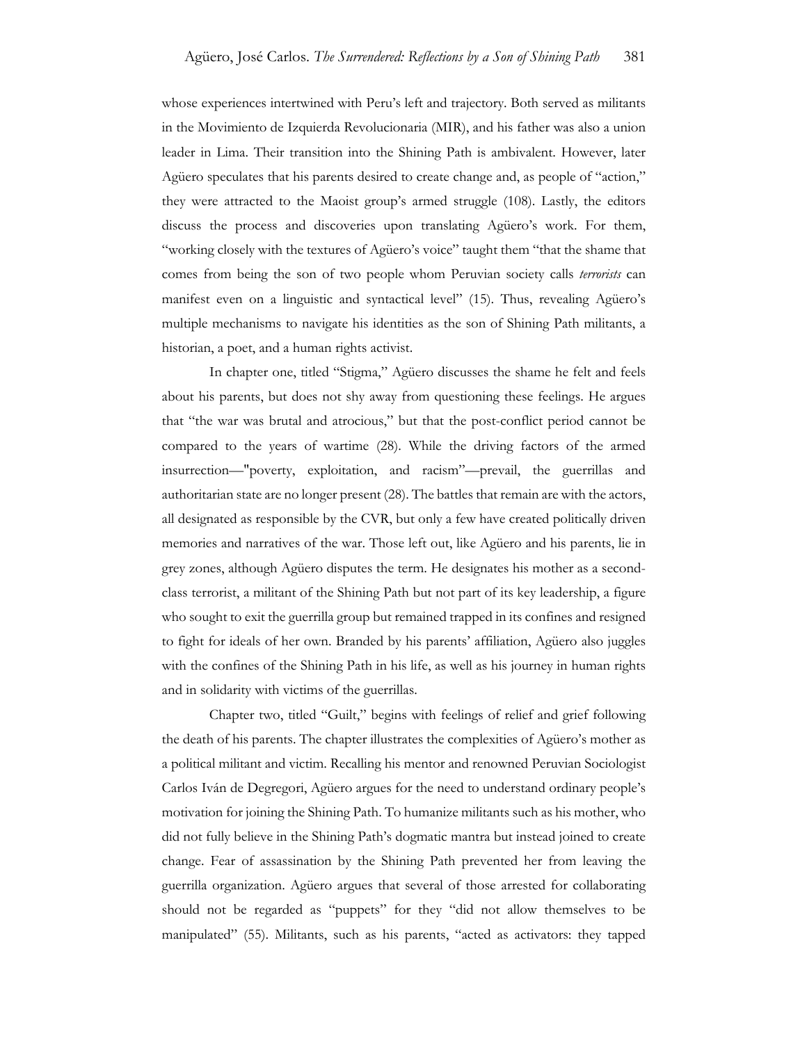whose experiences intertwined with Peru's left and trajectory. Both served as militants in the Movimiento de Izquierda Revolucionaria (MIR), and his father was also a union leader in Lima. Their transition into the Shining Path is ambivalent. However, later Agüero speculates that his parents desired to create change and, as people of "action," they were attracted to the Maoist group's armed struggle (108). Lastly, the editors discuss the process and discoveries upon translating Agüero's work. For them, "working closely with the textures of Agüero's voice" taught them "that the shame that comes from being the son of two people whom Peruvian society calls *terrorists* can manifest even on a linguistic and syntactical level" (15). Thus, revealing Agüero's multiple mechanisms to navigate his identities as the son of Shining Path militants, a historian, a poet, and a human rights activist.

In chapter one, titled "Stigma," Agüero discusses the shame he felt and feels about his parents, but does not shy away from questioning these feelings. He argues that "the war was brutal and atrocious," but that the post-conflict period cannot be compared to the years of wartime (28). While the driving factors of the armed insurrection—"poverty, exploitation, and racism"—prevail, the guerrillas and authoritarian state are no longer present (28). The battles that remain are with the actors, all designated as responsible by the CVR, but only a few have created politically driven memories and narratives of the war. Those left out, like Agüero and his parents, lie in grey zones, although Agüero disputes the term. He designates his mother as a second-class terrorist, a militant of the Shining Path but not part of its key leadership, a figure who sought to exit the guerrilla group but remained trapped in its confines and resigned to fight for ideals of her own. Branded by his parents' affiliation, Agüero also juggles with the confines of the Shining Path in his life, as well as his journey in human rights and in solidarity with victims of the guerrillas.

Chapter two, titled "Guilt," begins with feelings of relief and grief following the death of his parents. The chapter illustrates the complexities of Agüero's mother as a political militant and victim. Recalling his mentor and renowned Peruvian Sociologist Carlos Iván de Degregori, Agüero argues for the need to understand ordinary people's motivation for joining the Shining Path. To humanize militants such as his mother, who did not fully believe in the Shining Path's dogmatic mantra but instead joined to create change. Fear of assassination by the Shining Path prevented her from leaving the guerrilla organization. Agüero argues that several of those arrested for collaborating should not be regarded as "puppets" for they "did not allow themselves to be manipulated" (55). Militants, such as his parents, "acted as activators: they tapped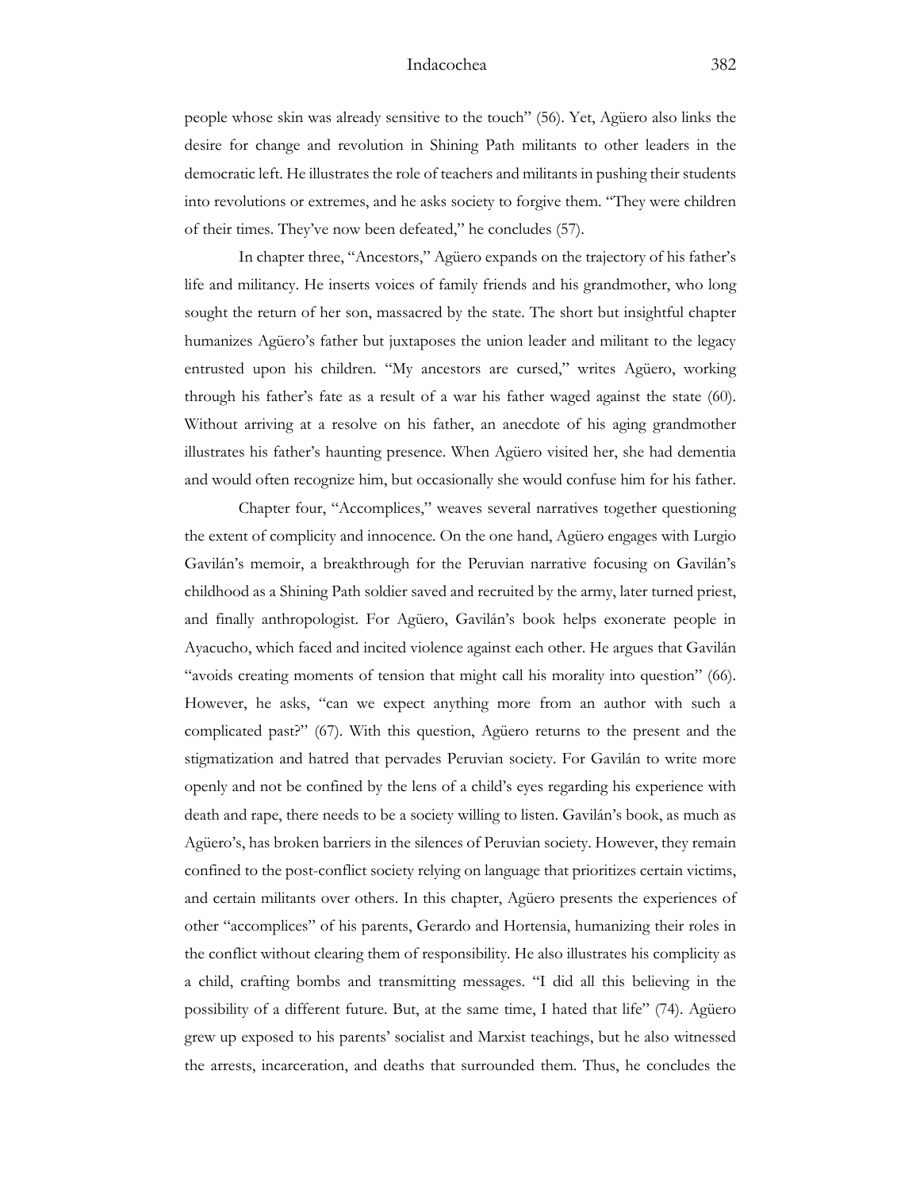people whose skin was already sensitive to the touch" (56). Yet, Agüero also links the desire for change and revolution in Shining Path militants to other leaders in the democratic left. He illustrates the role of teachers and militants in pushing their students into revolutions or extremes, and he asks society to forgive them. "They were children of their times. They've now been defeated," he concludes (57).

In chapter three, "Ancestors," Agüero expands on the trajectory of his father's life and militancy. He inserts voices of family friends and his grandmother, who long sought the return of her son, massacred by the state. The short but insightful chapter humanizes Agüero's father but juxtaposes the union leader and militant to the legacy entrusted upon his children. "My ancestors are cursed," writes Agüero, working through his father's fate as a result of a war his father waged against the state (60). Without arriving at a resolve on his father, an anecdote of his aging grandmother illustrates his father's haunting presence. When Agüero visited her, she had dementia and would often recognize him, but occasionally she would confuse him for his father.

Chapter four, "Accomplices," weaves several narratives together questioning the extent of complicity and innocence. On the one hand, Agüero engages with Lurgio Gavilán's memoir, a breakthrough for the Peruvian narrative focusing on Gavilán's childhood as a Shining Path soldier saved and recruited by the army, later turned priest, and finally anthropologist. For Agüero, Gavilán's book helps exonerate people in Ayacucho, which faced and incited violence against each other. He argues that Gavilán "avoids creating moments of tension that might call his morality into question" (66). However, he asks, "can we expect anything more from an author with such a complicated past?" (67). With this question, Agüero returns to the present and the stigmatization and hatred that pervades Peruvian society. For Gavilán to write more openly and not be confined by the lens of a child's eyes regarding his experience with death and rape, there needs to be a society willing to listen. Gavilán's book, as much as Agüero's, has broken barriers in the silences of Peruvian society. However, they remain confined to the post-conflict society relying on language that prioritizes certain victims, and certain militants over others. In this chapter, Agüero presents the experiences of other "accomplices" of his parents, Gerardo and Hortensia, humanizing their roles in the conflict without clearing them of responsibility. He also illustrates his complicity as a child, crafting bombs and transmitting messages. "I did all this believing in the possibility of a different future. But, at the same time, I hated that life" (74). Agüero grew up exposed to his parents' socialist and Marxist teachings, but he also witnessed the arrests, incarceration, and deaths that surrounded them. Thus, he concludes the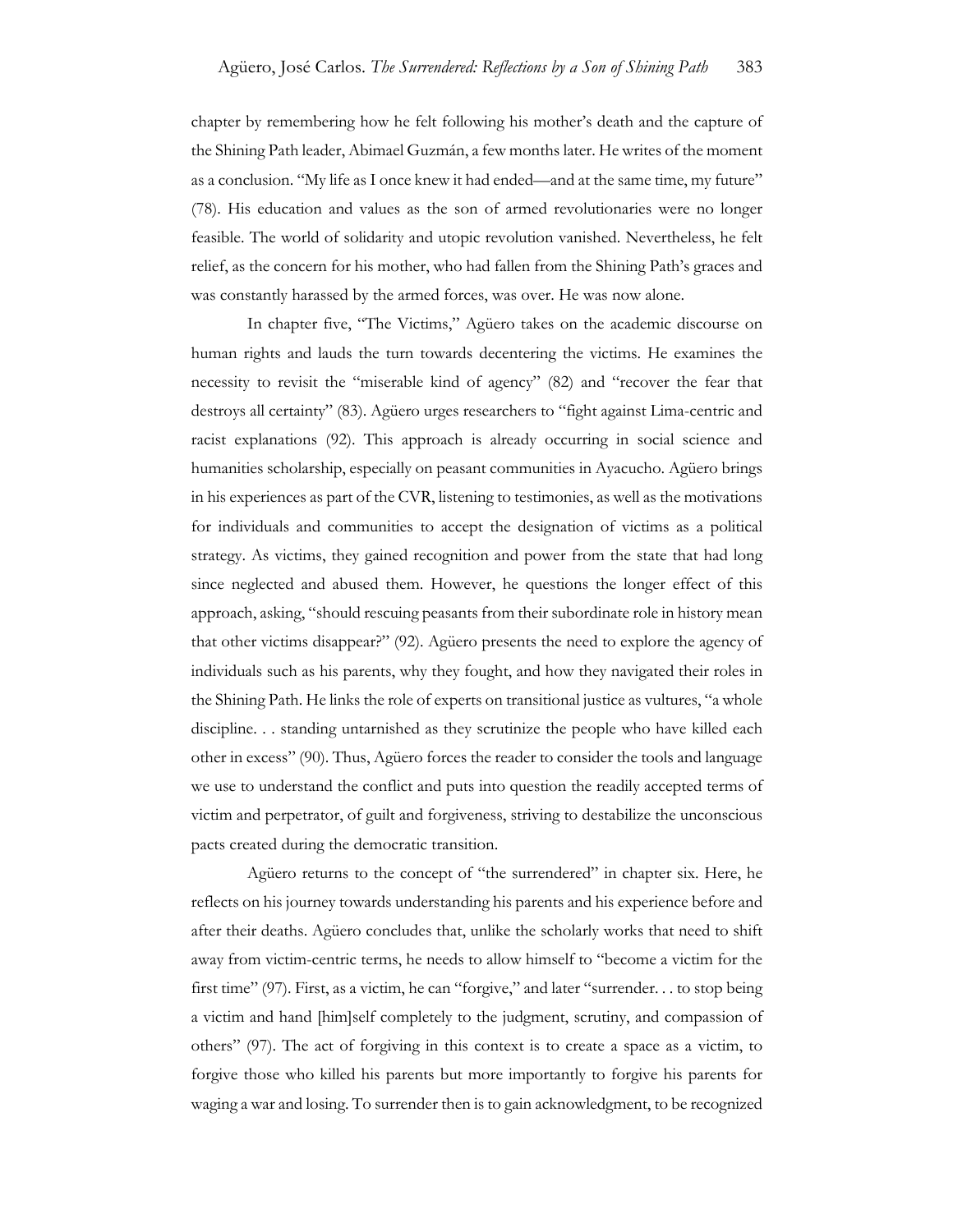chapter by remembering how he felt following his mother's death and the capture of the Shining Path leader, Abimael Guzmán, a few months later. He writes of the moment as a conclusion. "My life as I once knew it had ended—and at the same time, my future" (78). His education and values as the son of armed revolutionaries were no longer feasible. The world of solidarity and utopic revolution vanished. Nevertheless, he felt relief, as the concern for his mother, who had fallen from the Shining Path's graces and was constantly harassed by the armed forces, was over. He was now alone.

In chapter five, "The Victims," Agüero takes on the academic discourse on human rights and lauds the turn towards decentering the victims. He examines the necessity to revisit the "miserable kind of agency" (82) and "recover the fear that destroys all certainty" (83). Agüero urges researchers to "fight against Lima-centric and racist explanations (92). This approach is already occurring in social science and humanities scholarship, especially on peasant communities in Ayacucho. Agüero brings in his experiences as part of the CVR, listening to testimonies, as well as the motivations for individuals and communities to accept the designation of victims as a political strategy. As victims, they gained recognition and power from the state that had long since neglected and abused them. However, he questions the longer effect of this approach, asking, "should rescuing peasants from their subordinate role in history mean that other victims disappear?" (92). Agüero presents the need to explore the agency of individuals such as his parents, why they fought, and how they navigated their roles in the Shining Path. He links the role of experts on transitional justice as vultures, "a whole discipline. . . standing untarnished as they scrutinize the people who have killed each other in excess" (90). Thus, Agüero forces the reader to consider the tools and language we use to understand the conflict and puts into question the readily accepted terms of victim and perpetrator, of guilt and forgiveness, striving to destabilize the unconscious pacts created during the democratic transition.

Agüero returns to the concept of "the surrendered" in chapter six. Here, he reflects on his journey towards understanding his parents and his experience before and after their deaths. Agüero concludes that, unlike the scholarly works that need to shift away from victim-centric terms, he needs to allow himself to "become a victim for the first time" (97). First, as a victim, he can "forgive," and later "surrender. . . to stop being a victim and hand [him]self completely to the judgment, scrutiny, and compassion of others" (97). The act of forgiving in this context is to create a space as a victim, to forgive those who killed his parents but more importantly to forgive his parents for waging a war and losing. To surrender then is to gain acknowledgment, to be recognized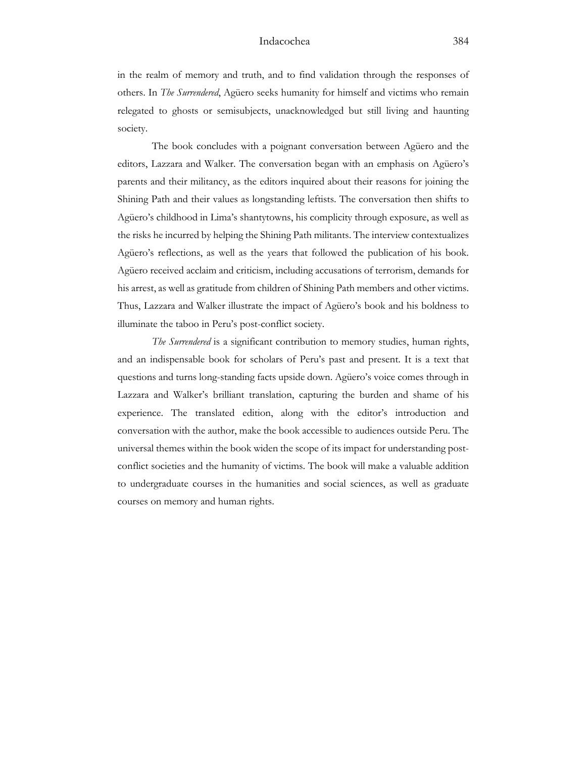in the realm of memory and truth, and to find validation through the responses of others. In *The Surrendered*, Agüero seeks humanity for himself and victims who remain relegated to ghosts or semisubjects, unacknowledged but still living and haunting society.

The book concludes with a poignant conversation between Agüero and the editors, Lazzara and Walker. The conversation began with an emphasis on Agüero's parents and their militancy, as the editors inquired about their reasons for joining the Shining Path and their values as longstanding leftists. The conversation then shifts to Agüero's childhood in Lima's shantytowns, his complicity through exposure, as well as the risks he incurred by helping the Shining Path militants. The interview contextualizes Agüero's reflections, as well as the years that followed the publication of his book. Agüero received acclaim and criticism, including accusations of terrorism, demands for his arrest, as well as gratitude from children of Shining Path members and other victims. Thus, Lazzara and Walker illustrate the impact of Agüero's book and his boldness to illuminate the taboo in Peru's post-conflict society.

*The Surrendered* is a significant contribution to memory studies, human rights, and an indispensable book for scholars of Peru's past and present. It is a text that questions and turns long-standing facts upside down. Agüero's voice comes through in Lazzara and Walker's brilliant translation, capturing the burden and shame of his experience. The translated edition, along with the editor's introduction and conversation with the author, make the book accessible to audiences outside Peru. The universal themes within the book widen the scope of its impact for understanding post-conflict societies and the humanity of victims. The book will make a valuable addition to undergraduate courses in the humanities and social sciences, as well as graduate courses on memory and human rights.